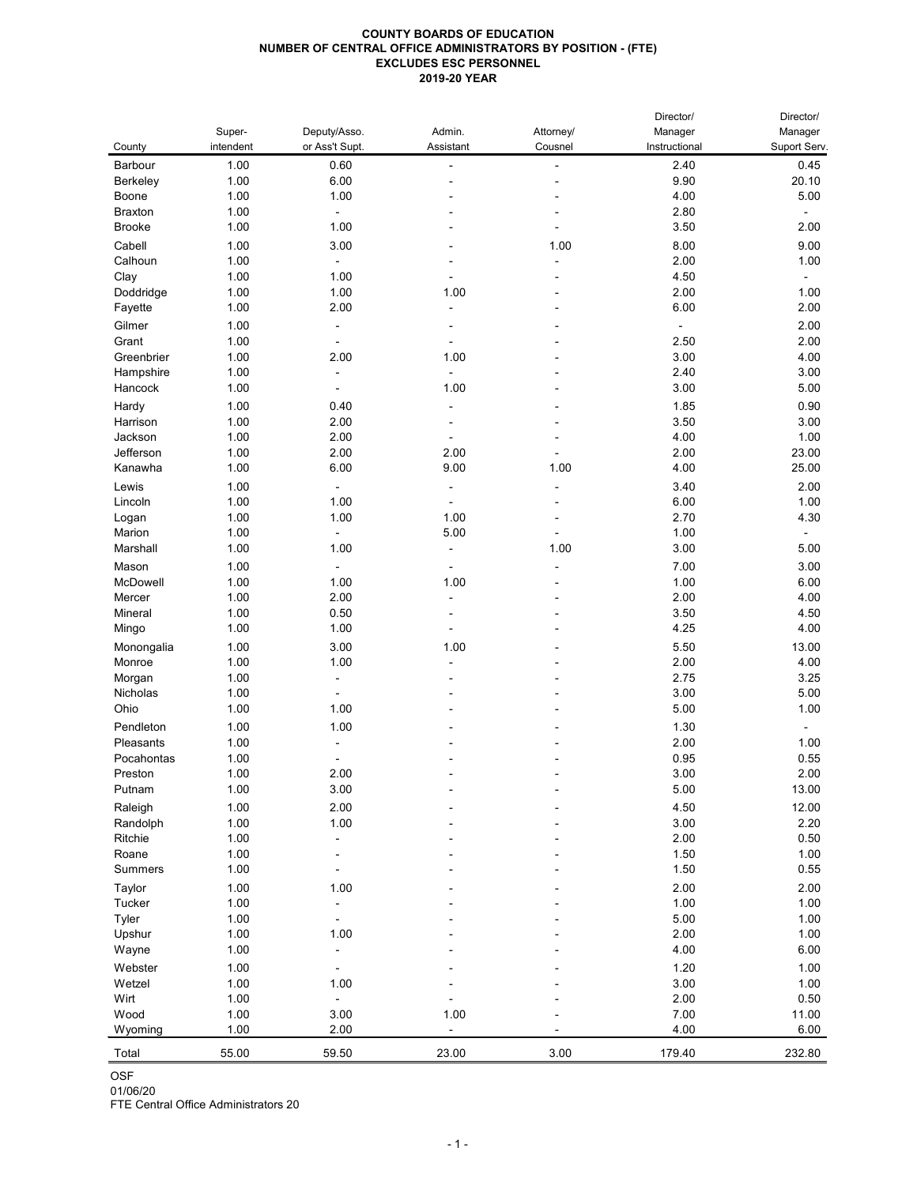**COUNTY BOARDS OF EDUCATION**
**NUMBER OF CENTRAL OFFICE ADMINISTRATORS BY POSITION - (FTE)**
**EXCLUDES ESC PERSONNEL**
**2019-20 YEAR**

| County | Super-intendent | Deputy/Asso. or Ass't Supt. | Admin. Assistant | Attorney/ Cousnel | Director/ Manager Instructional | Director/ Manager Suport Serv. |
|---|---|---|---|---|---|---|
| Barbour | 1.00 | 0.60 | - | - | 2.40 | 0.45 |
| Berkeley | 1.00 | 6.00 | - | - | 9.90 | 20.10 |
| Boone | 1.00 | 1.00 | - | - | 4.00 | 5.00 |
| Braxton | 1.00 | - | - | - | 2.80 | - |
| Brooke | 1.00 | 1.00 | - | - | 3.50 | 2.00 |
| Cabell | 1.00 | 3.00 | - | 1.00 | 8.00 | 9.00 |
| Calhoun | 1.00 | - | - | - | 2.00 | 1.00 |
| Clay | 1.00 | 1.00 | - | - | 4.50 | - |
| Doddridge | 1.00 | 1.00 | 1.00 | - | 2.00 | 1.00 |
| Fayette | 1.00 | 2.00 | - | - | 6.00 | 2.00 |
| Gilmer | 1.00 | - | - | - | - | 2.00 |
| Grant | 1.00 | - | - | - | 2.50 | 2.00 |
| Greenbrier | 1.00 | 2.00 | 1.00 | - | 3.00 | 4.00 |
| Hampshire | 1.00 | - | - | - | 2.40 | 3.00 |
| Hancock | 1.00 | - | 1.00 | - | 3.00 | 5.00 |
| Hardy | 1.00 | 0.40 | - | - | 1.85 | 0.90 |
| Harrison | 1.00 | 2.00 | - | - | 3.50 | 3.00 |
| Jackson | 1.00 | 2.00 | - | - | 4.00 | 1.00 |
| Jefferson | 1.00 | 2.00 | 2.00 | - | 2.00 | 23.00 |
| Kanawha | 1.00 | 6.00 | 9.00 | 1.00 | 4.00 | 25.00 |
| Lewis | 1.00 | - | - | - | 3.40 | 2.00 |
| Lincoln | 1.00 | 1.00 | - | - | 6.00 | 1.00 |
| Logan | 1.00 | 1.00 | 1.00 | - | 2.70 | 4.30 |
| Marion | 1.00 | - | 5.00 | - | 1.00 | - |
| Marshall | 1.00 | 1.00 | - | 1.00 | 3.00 | 5.00 |
| Mason | 1.00 | - | - | - | 7.00 | 3.00 |
| McDowell | 1.00 | 1.00 | 1.00 | - | 1.00 | 6.00 |
| Mercer | 1.00 | 2.00 | - | - | 2.00 | 4.00 |
| Mineral | 1.00 | 0.50 | - | - | 3.50 | 4.50 |
| Mingo | 1.00 | 1.00 | - | - | 4.25 | 4.00 |
| Monongalia | 1.00 | 3.00 | 1.00 | - | 5.50 | 13.00 |
| Monroe | 1.00 | 1.00 | - | - | 2.00 | 4.00 |
| Morgan | 1.00 | - | - | - | 2.75 | 3.25 |
| Nicholas | 1.00 | - | - | - | 3.00 | 5.00 |
| Ohio | 1.00 | 1.00 | - | - | 5.00 | 1.00 |
| Pendleton | 1.00 | 1.00 | - | - | 1.30 | - |
| Pleasants | 1.00 | - | - | - | 2.00 | 1.00 |
| Pocahontas | 1.00 | - | - | - | 0.95 | 0.55 |
| Preston | 1.00 | 2.00 | - | - | 3.00 | 2.00 |
| Putnam | 1.00 | 3.00 | - | - | 5.00 | 13.00 |
| Raleigh | 1.00 | 2.00 | - | - | 4.50 | 12.00 |
| Randolph | 1.00 | 1.00 | - | - | 3.00 | 2.20 |
| Ritchie | 1.00 | - | - | - | 2.00 | 0.50 |
| Roane | 1.00 | - | - | - | 1.50 | 1.00 |
| Summers | 1.00 | - | - | - | 1.50 | 0.55 |
| Taylor | 1.00 | 1.00 | - | - | 2.00 | 2.00 |
| Tucker | 1.00 | - | - | - | 1.00 | 1.00 |
| Tyler | 1.00 | - | - | - | 5.00 | 1.00 |
| Upshur | 1.00 | 1.00 | - | - | 2.00 | 1.00 |
| Wayne | 1.00 | - | - | - | 4.00 | 6.00 |
| Webster | 1.00 | - | - | - | 1.20 | 1.00 |
| Wetzel | 1.00 | 1.00 | - | - | 3.00 | 1.00 |
| Wirt | 1.00 | - | - | - | 2.00 | 0.50 |
| Wood | 1.00 | 3.00 | 1.00 | - | 7.00 | 11.00 |
| Wyoming | 1.00 | 2.00 | - | - | 4.00 | 6.00 |
| Total | 55.00 | 59.50 | 23.00 | 3.00 | 179.40 | 232.80 |

OSF
01/06/20
FTE Central Office Administrators 20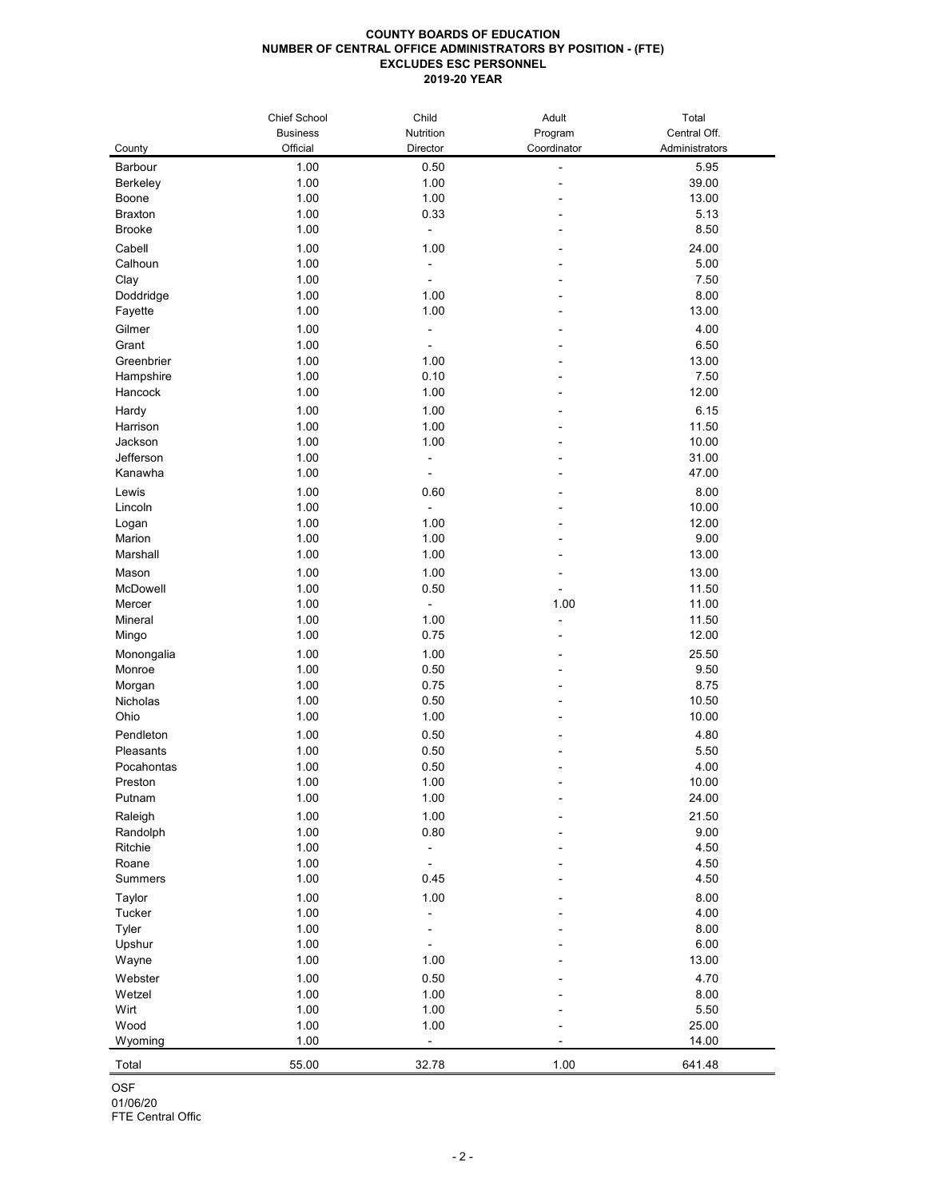**COUNTY BOARDS OF EDUCATION**
**NUMBER OF CENTRAL OFFICE ADMINISTRATORS BY POSITION - (FTE)**
**EXCLUDES ESC PERSONNEL**
**2019-20 YEAR**

| County | Chief School Business Official | Child Nutrition Director | Adult Program Coordinator | Total Central Off. Administrators |
|---|---|---|---|---|
| Barbour | 1.00 | 0.50 | - | 5.95 |
| Berkeley | 1.00 | 1.00 | - | 39.00 |
| Boone | 1.00 | 1.00 | - | 13.00 |
| Braxton | 1.00 | 0.33 | - | 5.13 |
| Brooke | 1.00 | - | - | 8.50 |
| Cabell | 1.00 | 1.00 | - | 24.00 |
| Calhoun | 1.00 | - | - | 5.00 |
| Clay | 1.00 | - | - | 7.50 |
| Doddridge | 1.00 | 1.00 | - | 8.00 |
| Fayette | 1.00 | 1.00 | - | 13.00 |
| Gilmer | 1.00 | - | - | 4.00 |
| Grant | 1.00 | - | - | 6.50 |
| Greenbrier | 1.00 | 1.00 | - | 13.00 |
| Hampshire | 1.00 | 0.10 | - | 7.50 |
| Hancock | 1.00 | 1.00 | - | 12.00 |
| Hardy | 1.00 | 1.00 | - | 6.15 |
| Harrison | 1.00 | 1.00 | - | 11.50 |
| Jackson | 1.00 | 1.00 | - | 10.00 |
| Jefferson | 1.00 | - | - | 31.00 |
| Kanawha | 1.00 | - | - | 47.00 |
| Lewis | 1.00 | 0.60 | - | 8.00 |
| Lincoln | 1.00 | - | - | 10.00 |
| Logan | 1.00 | 1.00 | - | 12.00 |
| Marion | 1.00 | 1.00 | - | 9.00 |
| Marshall | 1.00 | 1.00 | - | 13.00 |
| Mason | 1.00 | 1.00 | - | 13.00 |
| McDowell | 1.00 | 0.50 | - | 11.50 |
| Mercer | 1.00 | - | 1.00 | 11.00 |
| Mineral | 1.00 | 1.00 | - | 11.50 |
| Mingo | 1.00 | 0.75 | - | 12.00 |
| Monongalia | 1.00 | 1.00 | - | 25.50 |
| Monroe | 1.00 | 0.50 | - | 9.50 |
| Morgan | 1.00 | 0.75 | - | 8.75 |
| Nicholas | 1.00 | 0.50 | - | 10.50 |
| Ohio | 1.00 | 1.00 | - | 10.00 |
| Pendleton | 1.00 | 0.50 | - | 4.80 |
| Pleasants | 1.00 | 0.50 | - | 5.50 |
| Pocahontas | 1.00 | 0.50 | - | 4.00 |
| Preston | 1.00 | 1.00 | - | 10.00 |
| Putnam | 1.00 | 1.00 | - | 24.00 |
| Raleigh | 1.00 | 1.00 | - | 21.50 |
| Randolph | 1.00 | 0.80 | - | 9.00 |
| Ritchie | 1.00 | - | - | 4.50 |
| Roane | 1.00 | - | - | 4.50 |
| Summers | 1.00 | 0.45 | - | 4.50 |
| Taylor | 1.00 | 1.00 | - | 8.00 |
| Tucker | 1.00 | - | - | 4.00 |
| Tyler | 1.00 | - | - | 8.00 |
| Upshur | 1.00 | - | - | 6.00 |
| Wayne | 1.00 | 1.00 | - | 13.00 |
| Webster | 1.00 | 0.50 | - | 4.70 |
| Wetzel | 1.00 | 1.00 | - | 8.00 |
| Wirt | 1.00 | 1.00 | - | 5.50 |
| Wood | 1.00 | 1.00 | - | 25.00 |
| Wyoming | 1.00 | - | - | 14.00 |
| Total | 55.00 | 32.78 | 1.00 | 641.48 |

OSF
01/06/20
FTE Central Offic